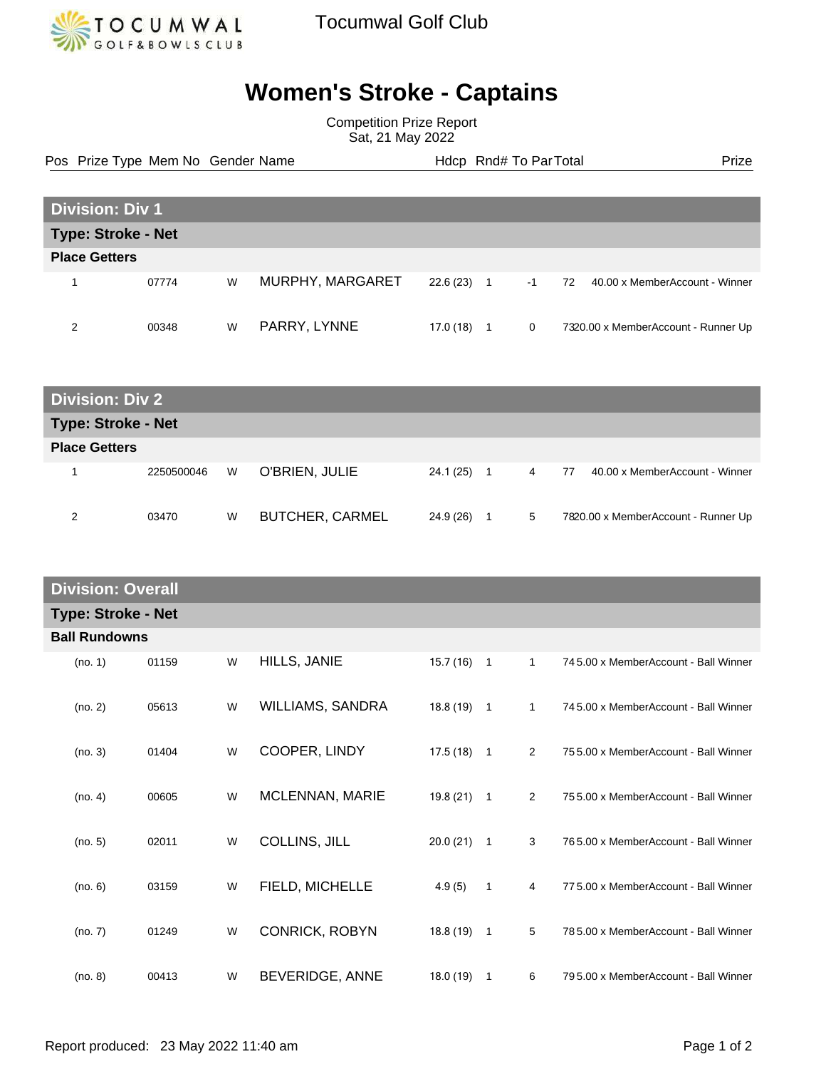Tocumwal Golf Club

# Women's Stroke - Captains

Competition Prize Report
Sat, 21 May 2022

## Division: Div 1

### Type: Stroke - Net

**Place Getters**

| Pos | Prize Type | Mem No | Gender | Name | Hdcp | Rnd# | To Par | Total | Prize |
|---|---|---|---|---|---|---|---|---|---|
| 1 | | 07774 | W | MURPHY, MARGARET | 22.6 (23) | 1 | -1 | 72 | 40.00 x MemberAccount - Winner |
| 2 | | 00348 | W | PARRY, LYNNE | 17.0 (18) | 1 | 0 | 73 | 20.00 x MemberAccount - Runner Up |

## Division: Div 2

### Type: Stroke - Net

**Place Getters**

| Pos | Prize Type | Mem No | Gender | Name | Hdcp | Rnd# | To Par | Total | Prize |
|---|---|---|---|---|---|---|---|---|---|
| 1 | | 2250500046 | W | O'BRIEN, JULIE | 24.1 (25) | 1 | 4 | 77 | 40.00 x MemberAccount - Winner |
| 2 | | 03470 | W | BUTCHER, CARMEL | 24.9 (26) | 1 | 5 | 78 | 20.00 x MemberAccount - Runner Up |

## Division: Overall

### Type: Stroke - Net

**Ball Rundowns**

| Pos | Prize Type | Mem No | Gender | Name | Hdcp | Rnd# | To Par | Total | Prize |
|---|---|---|---|---|---|---|---|---|---|
| (no. 1) | | 01159 | W | HILLS, JANIE | 15.7 (16) | 1 | 1 | 74 | 5.00 x MemberAccount - Ball Winner |
| (no. 2) | | 05613 | W | WILLIAMS, SANDRA | 18.8 (19) | 1 | 1 | 74 | 5.00 x MemberAccount - Ball Winner |
| (no. 3) | | 01404 | W | COOPER, LINDY | 17.5 (18) | 1 | 2 | 75 | 5.00 x MemberAccount - Ball Winner |
| (no. 4) | | 00605 | W | MCLENNAN, MARIE | 19.8 (21) | 1 | 2 | 75 | 5.00 x MemberAccount - Ball Winner |
| (no. 5) | | 02011 | W | COLLINS, JILL | 20.0 (21) | 1 | 3 | 76 | 5.00 x MemberAccount - Ball Winner |
| (no. 6) | | 03159 | W | FIELD, MICHELLE | 4.9 (5) | 1 | 4 | 77 | 5.00 x MemberAccount - Ball Winner |
| (no. 7) | | 01249 | W | CONRICK, ROBYN | 18.8 (19) | 1 | 5 | 78 | 5.00 x MemberAccount - Ball Winner |
| (no. 8) | | 00413 | W | BEVERIDGE, ANNE | 18.0 (19) | 1 | 6 | 79 | 5.00 x MemberAccount - Ball Winner |

Report produced: 23 May 2022 11:40 am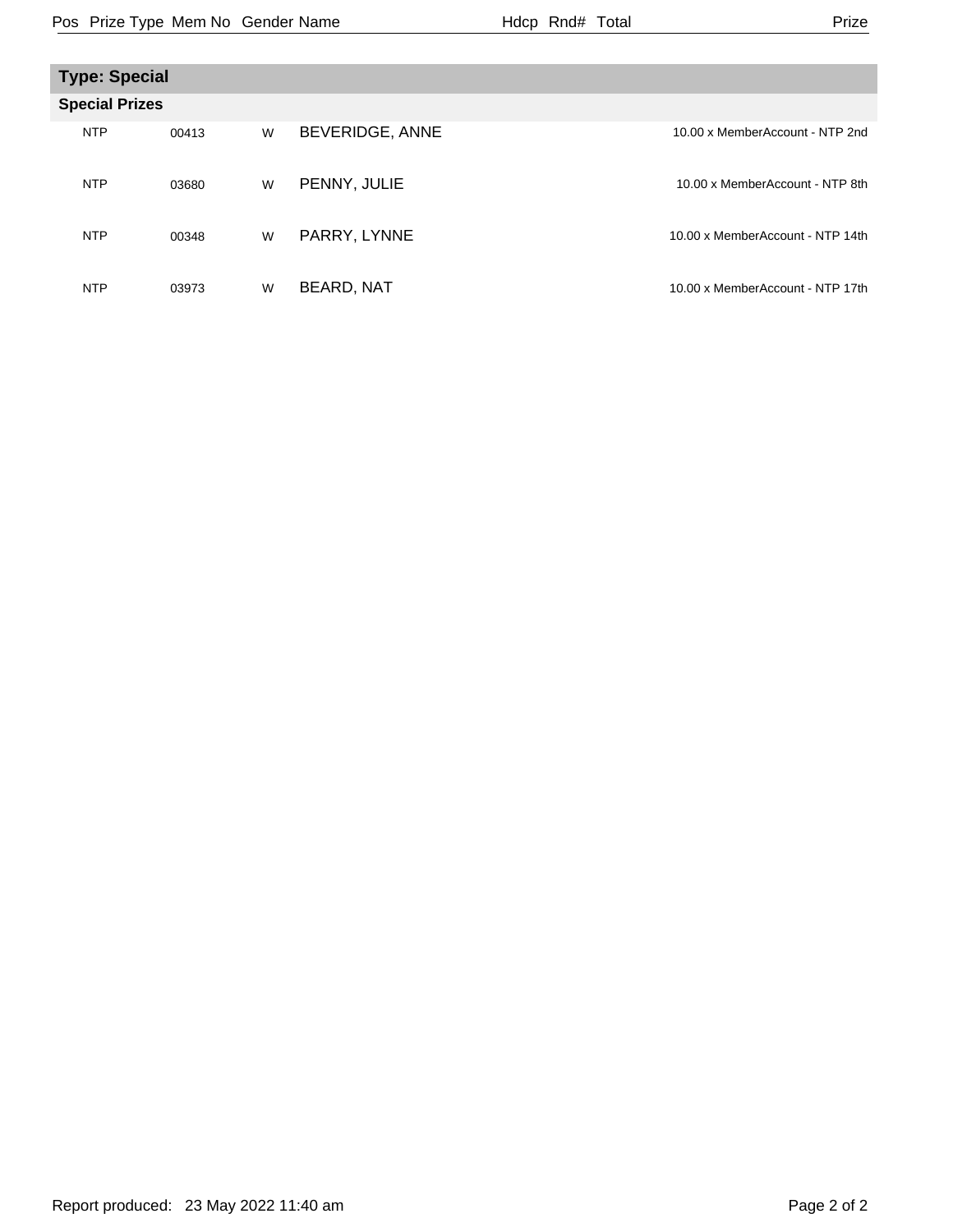| Pos | Prize Type | Mem No | Gender | Name | Hdcp | Rnd# | Total | Prize |
|---|---|---|---|---|---|---|---|---|
| **Type: Special** | | | | | | | | |
| **Special Prizes** | | | | | | | | |
| | NTP | 00413 | W | BEVERIDGE, ANNE | | | | 10.00 x MemberAccount - NTP 2nd |
| | NTP | 03680 | W | PENNY, JULIE | | | | 10.00 x MemberAccount - NTP 8th |
| | NTP | 00348 | W | PARRY, LYNNE | | | | 10.00 x MemberAccount - NTP 14th |
| | NTP | 03973 | W | BEARD, NAT | | | | 10.00 x MemberAccount - NTP 17th |

Report produced: 23 May 2022 11:40 am